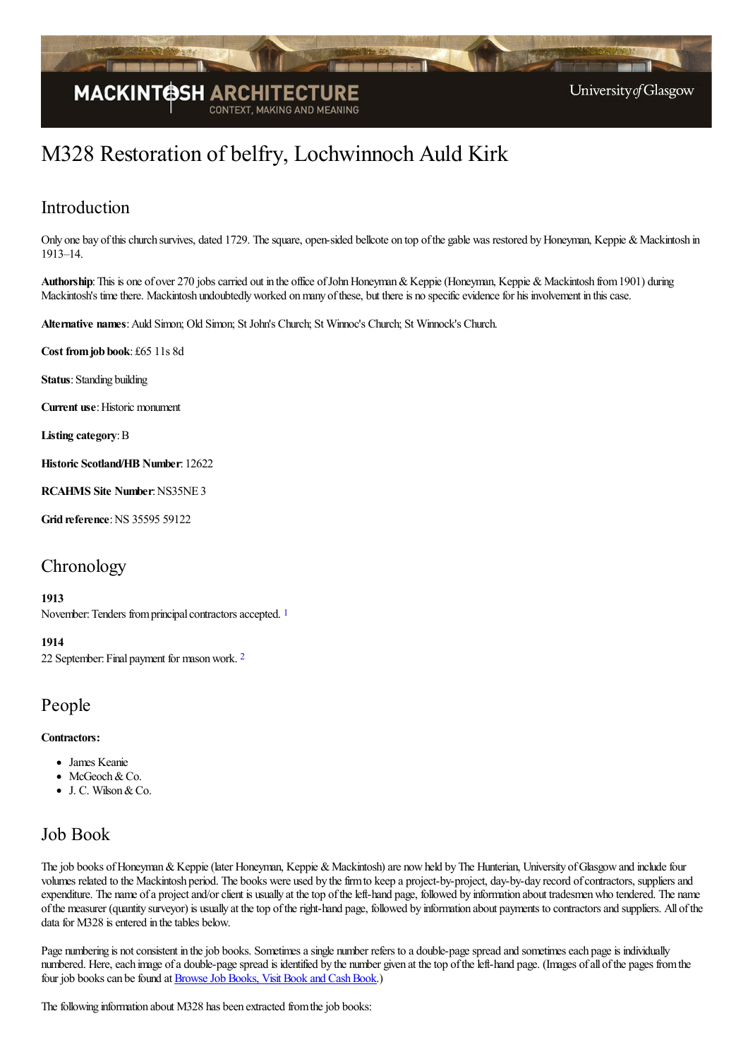# M328 Restoration of belfry, Lochwinnoch Auld Kirk

## Introduction

Only one bay of this church survives, dated 1729. The square, open-sided bellcote on top of the gable was restored by Honeyman, Keppie & Mackintosh in 1913–14.

**Authorship**: This is one of over 270 jobs carried out in the office of John Honeyman & Keppie (Honeyman, Keppie & Mackintosh from 1901) during Mackintosh's time there. Mackintosh undoubtedly worked on many of these, but there is no specific evidence for his involvement in this case.

**Alternative names**: Auld Simon; Old Simon; St John's Church; St Winnoc's Church; St Winnock's Church.

**Cost from job book**: £65 11s 8d

**Status**: Standing building

**Current use**: Historic monument

**Listing category**: B

**Historic Scotland/HB Number**: 12622

**RCAHMS Site Number**: NS35NE 3

**Grid reference**: NS 35595 59122

## Chronology

**1913**
November: Tenders from principal contractors accepted. [1]

**1914**
22 September: Final payment for mason work. [2]

## People

**Contractors:**

- James Keanie
- McGeoch & Co.
- J. C. Wilson & Co.

## Job Book

The job books of Honeyman & Keppie (later Honeyman, Keppie & Mackintosh) are now held by The Hunterian, University of Glasgow and include four volumes related to the Mackintosh period. The books were used by the firm to keep a project-by-project, day-by-day record of contractors, suppliers and expenditure. The name of a project and/or client is usually at the top of the left-hand page, followed by information about tradesmen who tendered. The name of the measurer (quantity surveyor) is usually at the top of the right-hand page, followed by information about payments to contractors and suppliers. All of the data for M328 is entered in the tables below.

Page numbering is not consistent in the job books. Sometimes a single number refers to a double-page spread and sometimes each page is individually numbered. Here, each image of a double-page spread is identified by the number given at the top of the left-hand page. (Images of all of the pages from the four job books can be found at Browse Job Books, Visit Book and Cash Book.)

The following information about M328 has been extracted from the job books: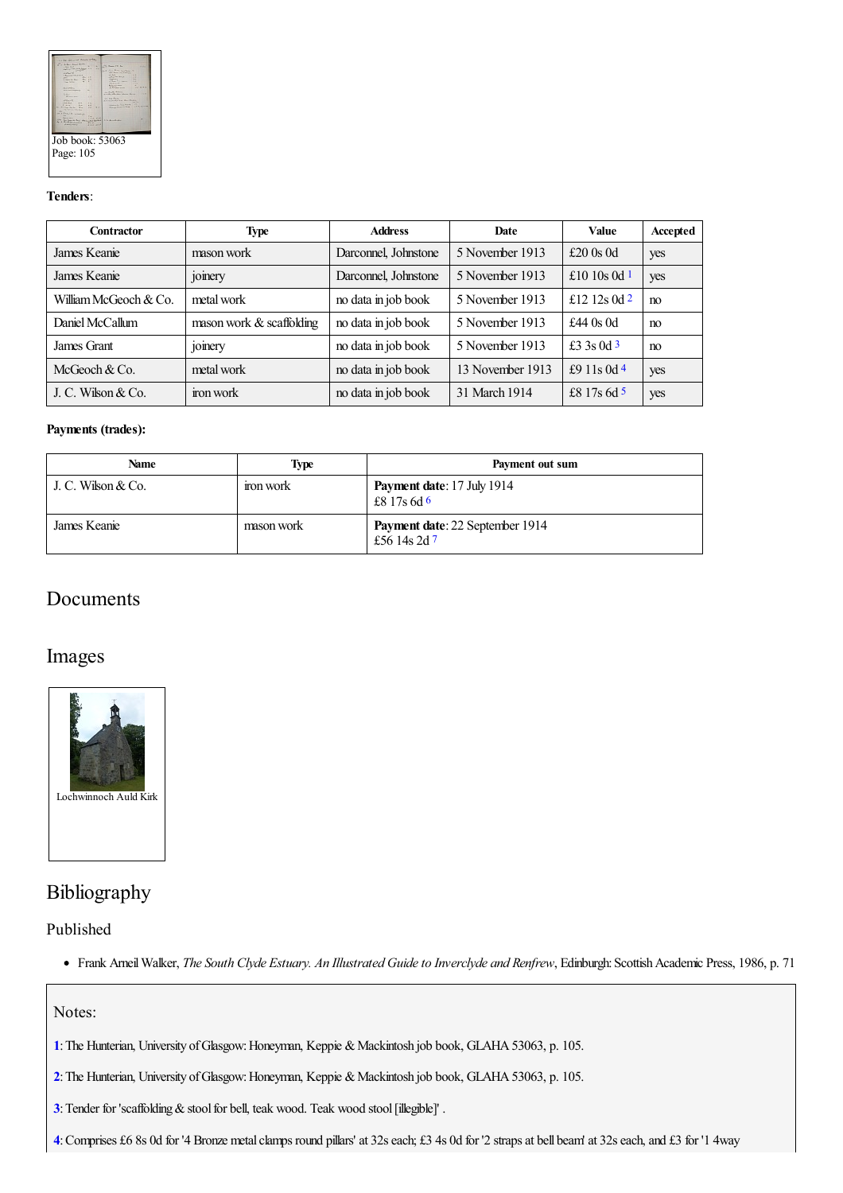Job book: 53063
Page: 105

**Tenders**:

| Contractor | Type | Address | Date | Value | Accepted |
|---|---|---|---|---|---|
| James Keanie | mason work | Darconnel, Johnstone | 5 November 1913 | £20 0s 0d | yes |
| James Keanie | joinery | Darconnel, Johnstone | 5 November 1913 | £10 10s 0d [1] | yes |
| William McGeoch & Co. | metal work | no data in job book | 5 November 1913 | £12 12s 0d [2] | no |
| Daniel McCallum | mason work & scaffolding | no data in job book | 5 November 1913 | £44 0s 0d | no |
| James Grant | joinery | no data in job book | 5 November 1913 | £3 3s 0d [3] | no |
| McGeoch & Co. | metal work | no data in job book | 13 November 1913 | £9 11s 0d [4] | yes |
| J. C. Wilson & Co. | iron work | no data in job book | 31 March 1914 | £8 17s 6d [5] | yes |

**Payments (trades):**

| Name | Type | Payment out sum |
|---|---|---|
| J. C. Wilson & Co. | iron work | **Payment date**: 17 July 1914<br>£8 17s 6d [6] |
| James Keanie | mason work | **Payment date**: 22 September 1914<br>£56 14s 2d [7] |

## Documents

## Images

Lochwinnoch Auld Kirk

## Bibliography

### Published

- Frank Arneil Walker, *The South Clyde Estuary. An Illustrated Guide to Inverclyde and Renfrew*, Edinburgh: Scottish Academic Press, 1986, p. 71

### Notes:

**1**: The Hunterian, University of Glasgow: Honeyman, Keppie & Mackintosh job book, GLAHA 53063, p. 105.

**2**: The Hunterian, University of Glasgow: Honeyman, Keppie & Mackintosh job book, GLAHA 53063, p. 105.

**3**: Tender for 'scaffolding & stool for bell, teak wood. Teak wood stool [illegible]' .

**4**: Comprises £6 8s 0d for '4 Bronze metal clamps round pillars' at 32s each; £3 4s 0d for '2 straps at bell beam' at 32s each, and £3 for '1 4way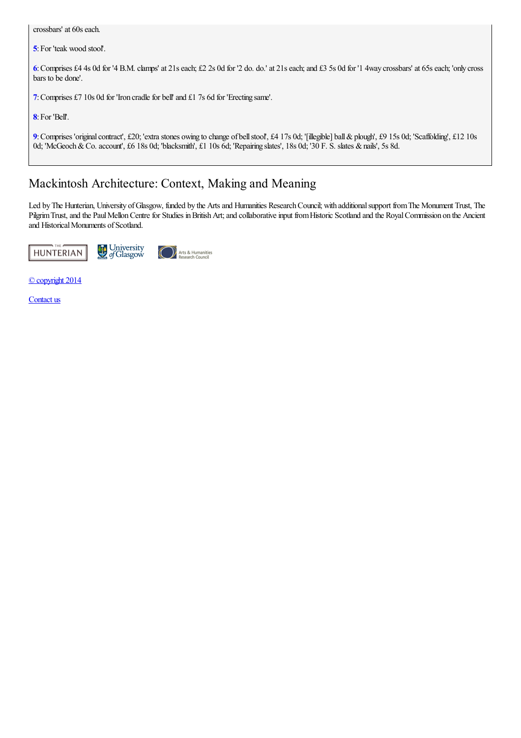crossbars' at 60s each.

**5**: For 'teak wood stool'.

**6**: Comprises £4 4s 0d for '4 B.M. clamps' at 21s each; £2 2s 0d for '2 do. do.' at 21s each; and £3 5s 0d for '1 4way crossbars' at 65s each; 'only cross bars to be done'.

**7**: Comprises £7 10s 0d for 'Iron cradle for bell' and £1 7s 6d for 'Erecting same'.

**8**: For 'Bell'.

**9**: Comprises 'original contract', £20; 'extra stones owing to change of bell stool', £4 17s 0d; '[illegible] ball & plough', £9 15s 0d; 'Scaffolding', £12 10s 0d; 'McGeoch & Co. account', £6 18s 0d; 'blacksmith', £1 10s 6d; 'Repairing slates', 18s 0d; '30 F. S. slates & nails', 5s 8d.

## Mackintosh Architecture: Context, Making and Meaning

Led by The Hunterian, University of Glasgow, funded by the Arts and Humanities Research Council; with additional support from The Monument Trust, The Pilgrim Trust, and the Paul Mellon Centre for Studies in British Art; and collaborative input from Historic Scotland and the Royal Commission on the Ancient and Historical Monuments of Scotland.

THE HUNTERIAN University of Glasgow Arts & Humanities Research Council

© copyright 2014

Contact us